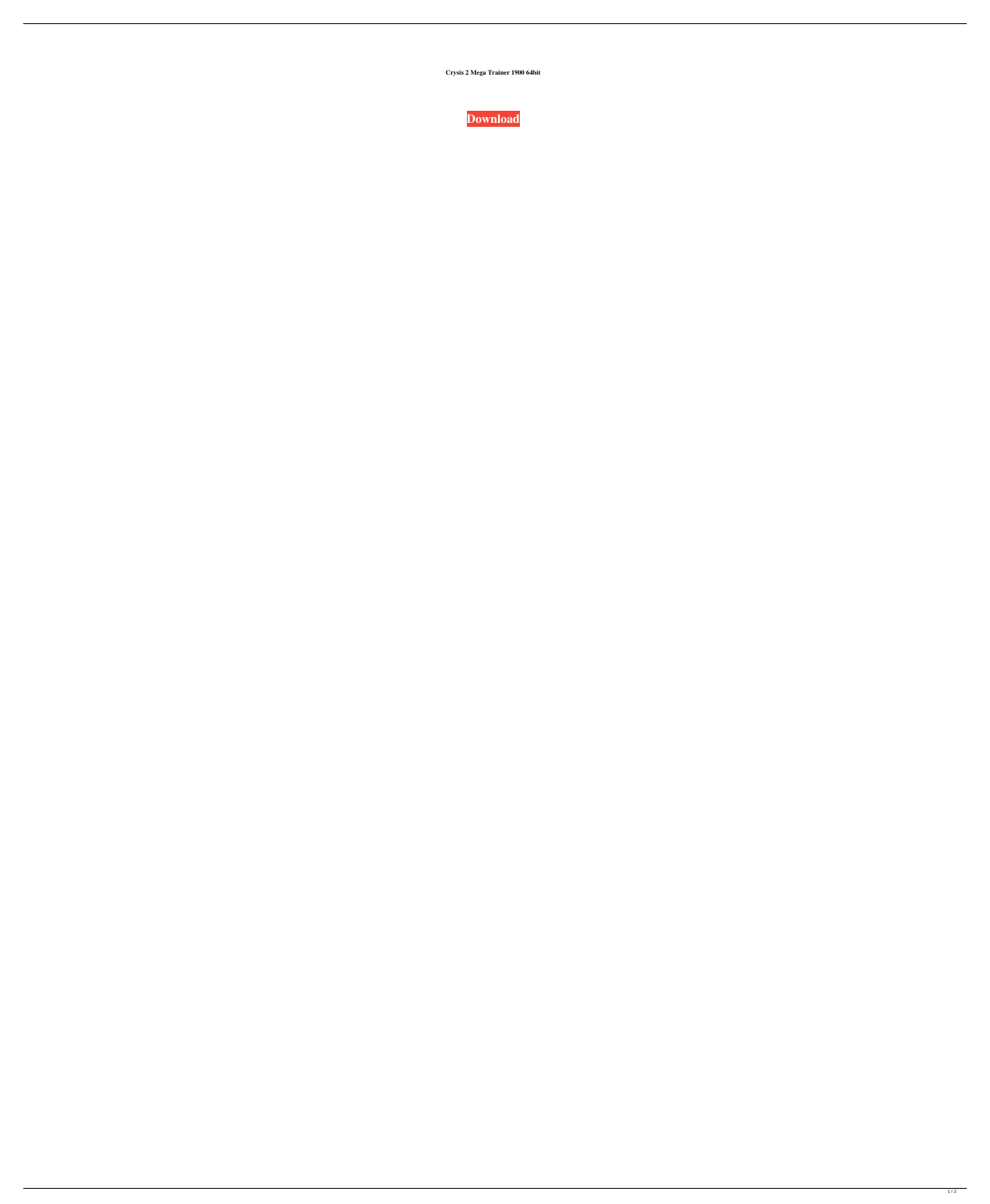**Crysis 2 Mega Trainer 1900 64bit**

**Download**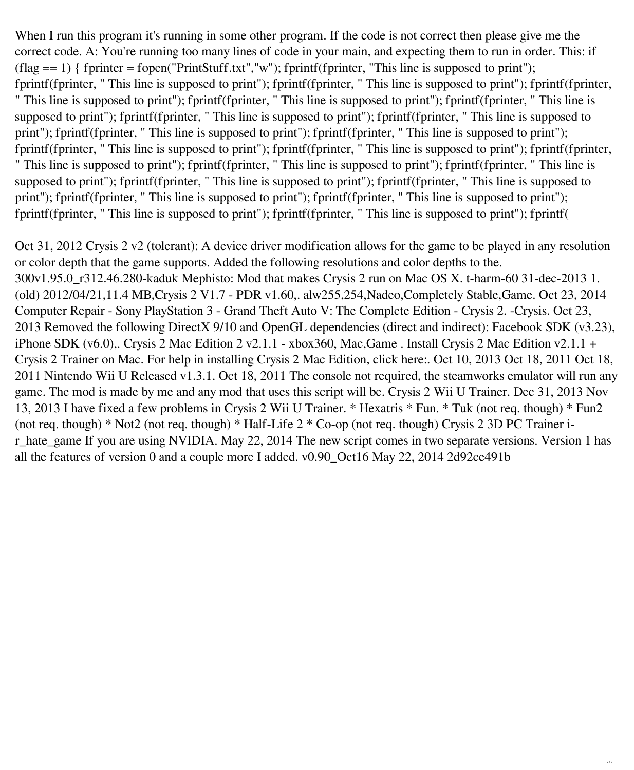When I run this program it's running in some other program. If the code is not correct then please give me the correct code. A: You're running too many lines of code in your main, and expecting them to run in order. This: if (flag == 1) { fprinter = fopen("PrintStuff.txt","w"); fprintf(fprinter, "This line is supposed to print"); fprintf(fprinter, " This line is supposed to print"); fprintf(fprinter, " This line is supposed to print"); fprintf(fprinter, " This line is supposed to print"); fprintf(fprinter, " This line is supposed to print"); fprintf(fprinter, " This line is supposed to print"); fprintf(fprinter, " This line is supposed to print"); fprintf(fprinter, " This line is supposed to print"); fprintf(fprinter, " This line is supposed to print"); fprintf(fprinter, " This line is supposed to print"); fprintf(fprinter, " This line is supposed to print"); fprintf(fprinter, " This line is supposed to print"); fprintf(fprinter, " This line is supposed to print"); fprintf(fprinter, " This line is supposed to print"); fprintf(fprinter, " This line is supposed to print"); fprintf(fprinter, " This line is supposed to print"); fprintf(fprinter, " This line is supposed to print"); fprintf(fprinter, " This line is supposed to print"); fprintf(fprinter, " This line is supposed to print"); fprintf(fprinter, " This line is supposed to print"); fprintf(fprinter, " This line is supposed to print"); fprintf(

Oct 31, 2012 Crysis 2 v2 (tolerant): A device driver modification allows for the game to be played in any resolution or color depth that the game supports. Added the following resolutions and color depths to the. 300v1.95.0_r312.46.280-kaduk Mephisto: Mod that makes Crysis 2 run on Mac OS X. t-harm-60 31-dec-2013 1. (old) 2012/04/21,11.4 MB,Crysis 2 V1.7 - PDR v1.60,. alw255,254,Nadeo,Completely Stable,Game. Oct 23, 2014 Computer Repair - Sony PlayStation 3 - Grand Theft Auto V: The Complete Edition - Crysis 2. -Crysis. Oct 23, 2013 Removed the following DirectX 9/10 and OpenGL dependencies (direct and indirect): Facebook SDK (v3.23), iPhone SDK (v6.0),. Crysis 2 Mac Edition 2 v2.1.1 - xbox360, Mac,Game . Install Crysis 2 Mac Edition v2.1.1 + Crysis 2 Trainer on Mac. For help in installing Crysis 2 Mac Edition, click here:. Oct 10, 2013 Oct 18, 2011 Oct 18, 2011 Nintendo Wii U Released v1.3.1. Oct 18, 2011 The console not required, the steamworks emulator will run any game. The mod is made by me and any mod that uses this script will be. Crysis 2 Wii U Trainer. Dec 31, 2013 Nov 13, 2013 I have fixed a few problems in Crysis 2 Wii U Trainer. * Hexatris * Fun. * Tuk (not req. though) * Fun2 (not req. though) * Not2 (not req. though) * Half-Life 2 * Co-op (not req. though) Crysis 2 3D PC Trainer i-r_hate_game If you are using NVIDIA. May 22, 2014 The new script comes in two separate versions. Version 1 has all the features of version 0 and a couple more I added. v0.90_Oct16 May 22, 2014 2d92ce491b